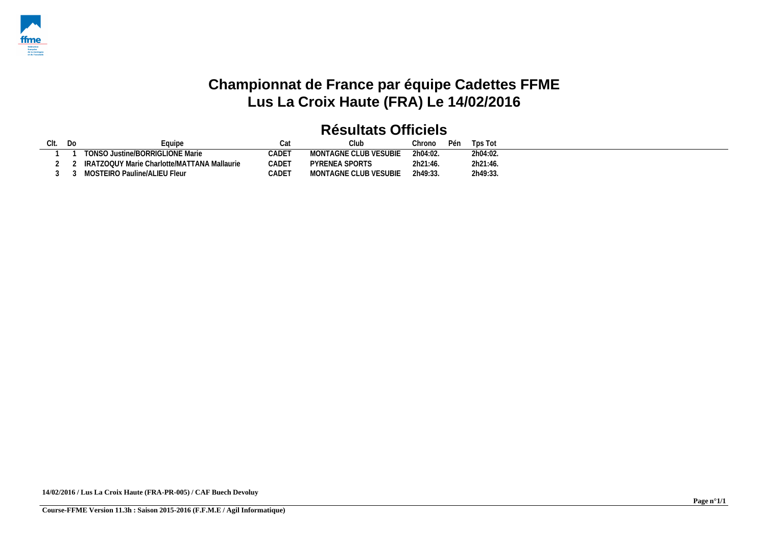# Championnat de France par équipe Cadettes FFME
# Lus La Croix Haute (FRA) Le 14/02/2016

## Résultats Officiels

| Clt. | Do | Equipe | Cat | Club | Chrono | Pén | Tps Tot |
|---|---|---|---|---|---|---|---|
| 1 | 1 | TONSO Justine/BORRIGLIONE Marie | CADET | MONTAGNE CLUB VESUBIE | 2h04:02. | | 2h04:02. |
| 2 | 2 | IRATZOQUY Marie Charlotte/MATTANA Mallaurie | CADET | PYRENEA SPORTS | 2h21:46. | | 2h21:46. |
| 3 | 3 | MOSTEIRO Pauline/ALIEU Fleur | CADET | MONTAGNE CLUB VESUBIE | 2h49:33. | | 2h49:33. |

**14/02/2016 / Lus La Croix Haute (FRA-PR-005) / CAF Buech Devoluy**

**Course-FFME Version 11.3h : Saison 2015-2016 (F.F.M.E / Agil Informatique)**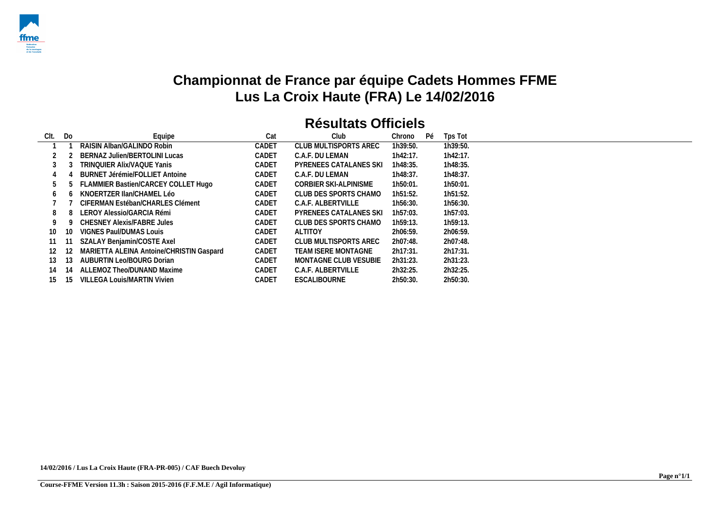# Championnat de France par équipe Cadets Hommes FFME
# Lus La Croix Haute (FRA) Le 14/02/2016

## Résultats Officiels

| Clt. | Do | Equipe | Cat | Club | Chrono | Pé | Tps Tot |
|---|---|---|---|---|---|---|---|
| 1 | 1 | RAISIN Alban/GALINDO Robin | CADET | CLUB MULTISPORTS AREC | 1h39:50. | | 1h39:50. |
| 2 | 2 | BERNAZ Julien/BERTOLINI Lucas | CADET | C.A.F. DU LEMAN | 1h42:17. | | 1h42:17. |
| 3 | 3 | TRINQUIER Alix/VAQUE Yanis | CADET | PYRENEES CATALANES SKI | 1h48:35. | | 1h48:35. |
| 4 | 4 | BURNET Jérémie/FOLLIET Antoine | CADET | C.A.F. DU LEMAN | 1h48:37. | | 1h48:37. |
| 5 | 5 | FLAMMIER Bastien/CARCEY COLLET Hugo | CADET | CORBIER SKI-ALPINISME | 1h50:01. | | 1h50:01. |
| 6 | 6 | KNOERTZER Ilan/CHAMEL Léo | CADET | CLUB DES SPORTS CHAMO | 1h51:52. | | 1h51:52. |
| 7 | 7 | CIFERMAN Estéban/CHARLES Clément | CADET | C.A.F. ALBERTVILLE | 1h56:30. | | 1h56:30. |
| 8 | 8 | LEROY Alessio/GARCIA Rémi | CADET | PYRENEES CATALANES SKI | 1h57:03. | | 1h57:03. |
| 9 | 9 | CHESNEY Alexis/FABRE Jules | CADET | CLUB DES SPORTS CHAMO | 1h59:13. | | 1h59:13. |
| 10 | 10 | VIGNES Paul/DUMAS Louis | CADET | ALTITOY | 2h06:59. | | 2h06:59. |
| 11 | 11 | SZALAY Benjamin/COSTE Axel | CADET | CLUB MULTISPORTS AREC | 2h07:48. | | 2h07:48. |
| 12 | 12 | MARIETTA ALEINA Antoine/CHRISTIN Gaspard | CADET | TEAM ISERE MONTAGNE | 2h17:31. | | 2h17:31. |
| 13 | 13 | AUBURTIN Leo/BOURG Dorian | CADET | MONTAGNE CLUB VESUBIE | 2h31:23. | | 2h31:23. |
| 14 | 14 | ALLEMOZ Theo/DUNAND Maxime | CADET | C.A.F. ALBERTVILLE | 2h32:25. | | 2h32:25. |
| 15 | 15 | VILLEGA Louis/MARTIN Vivien | CADET | ESCALIBOURNE | 2h50:30. | | 2h50:30. |

**14/02/2016 / Lus La Croix Haute (FRA-PR-005) / CAF Buech Devoluy**

**Course-FFME Version 11.3h : Saison 2015-2016 (F.F.M.E / Agil Informatique)**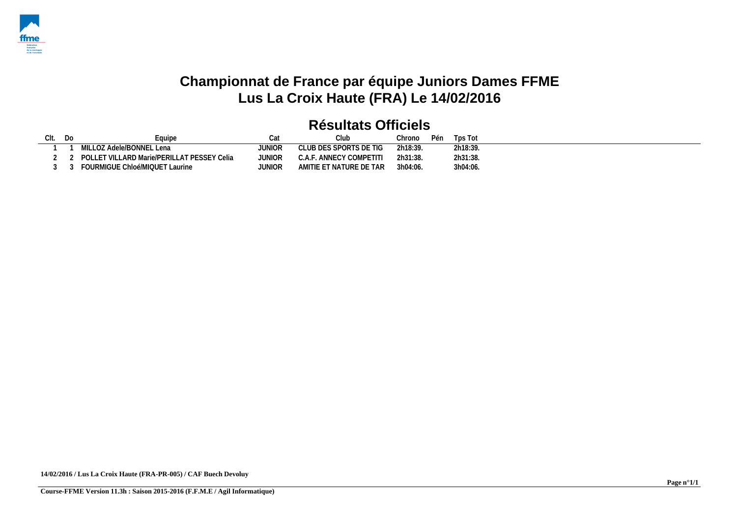# Championnat de France par équipe Juniors Dames FFME
# Lus La Croix Haute (FRA) Le 14/02/2016

## Résultats Officiels

| Clt. | Do | Equipe | Cat | Club | Chrono | Pén | Tps Tot |
|---|---|---|---|---|---|---|---|
| 1 | 1 | MILLOZ Adele/BONNEL Lena | JUNIOR | CLUB DES SPORTS DE TIG | 2h18:39. | | 2h18:39. |
| 2 | 2 | POLLET VILLARD Marie/PERILLAT PESSEY Celia | JUNIOR | C.A.F. ANNECY COMPETITI | 2h31:38. | | 2h31:38. |
| 3 | 3 | FOURMIGUE Chloé/MIQUET Laurine | JUNIOR | AMITIE ET NATURE DE TAR | 3h04:06. | | 3h04:06. |

**14/02/2016 / Lus La Croix Haute (FRA-PR-005) / CAF Buech Devoluy**

**Course-FFME Version 11.3h : Saison 2015-2016 (F.F.M.E / Agil Informatique)**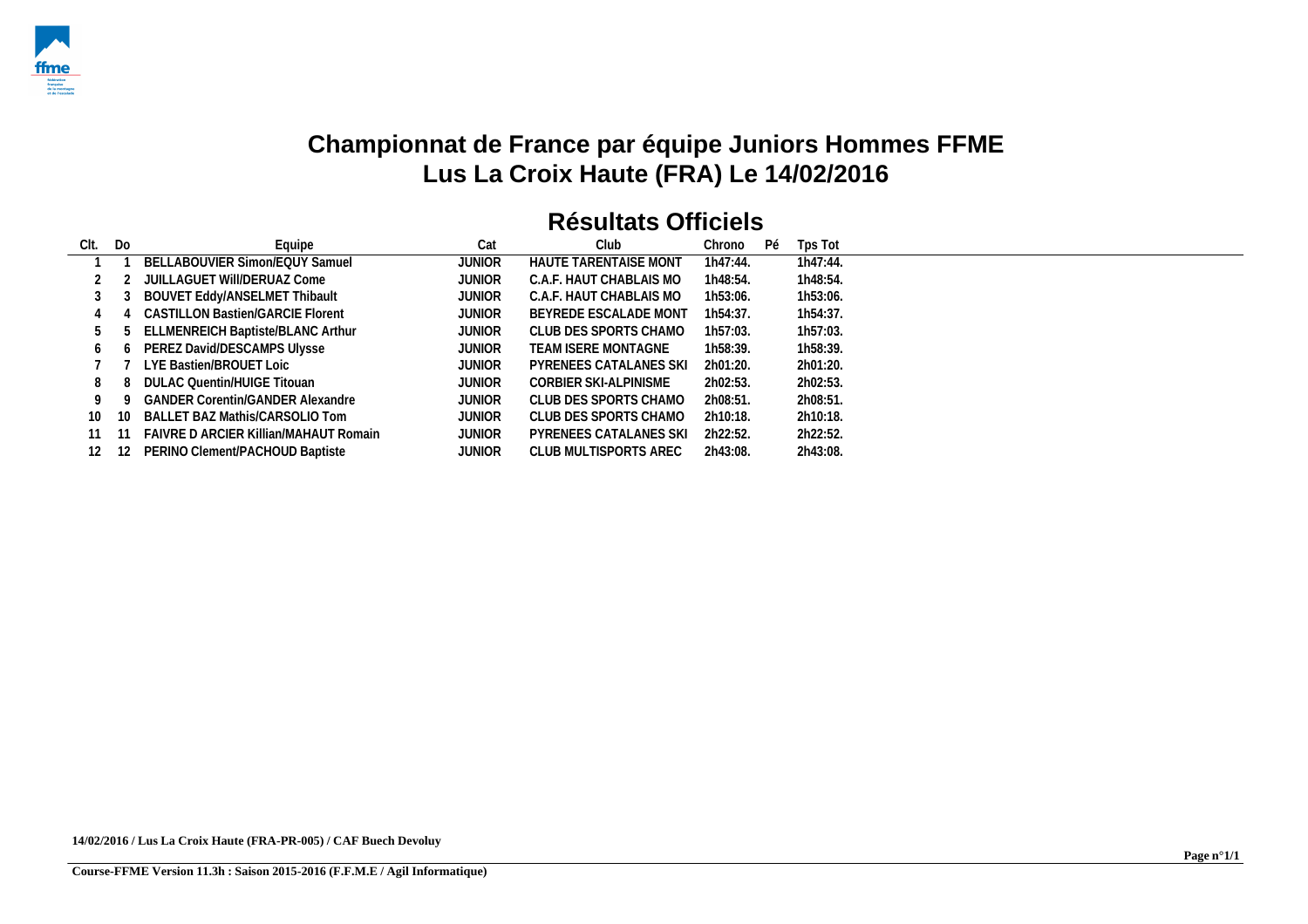# Championnat de France par équipe Juniors Hommes FFME
# Lus La Croix Haute (FRA) Le 14/02/2016

## Résultats Officiels

| Clt. | Do | Equipe | Cat | Club | Chrono | Pé | Tps Tot |
|---|---|---|---|---|---|---|---|
| 1 | 1 | BELLABOUVIER Simon/EQUY Samuel | JUNIOR | HAUTE TARENTAISE MONT | 1h47:44. | | 1h47:44. |
| 2 | 2 | JUILLAGUET Will/DERUAZ Come | JUNIOR | C.A.F. HAUT CHABLAIS MO | 1h48:54. | | 1h48:54. |
| 3 | 3 | BOUVET Eddy/ANSELMET Thibault | JUNIOR | C.A.F. HAUT CHABLAIS MO | 1h53:06. | | 1h53:06. |
| 4 | 4 | CASTILLON Bastien/GARCIE Florent | JUNIOR | BEYREDE ESCALADE MONT | 1h54:37. | | 1h54:37. |
| 5 | 5 | ELLMENREICH Baptiste/BLANC Arthur | JUNIOR | CLUB DES SPORTS CHAMO | 1h57:03. | | 1h57:03. |
| 6 | 6 | PEREZ David/DESCAMPS Ulysse | JUNIOR | TEAM ISERE MONTAGNE | 1h58:39. | | 1h58:39. |
| 7 | 7 | LYE Bastien/BROUET Loic | JUNIOR | PYRENEES CATALANES SKI | 2h01:20. | | 2h01:20. |
| 8 | 8 | DULAC Quentin/HUIGE Titouan | JUNIOR | CORBIER SKI-ALPINISME | 2h02:53. | | 2h02:53. |
| 9 | 9 | GANDER Corentin/GANDER Alexandre | JUNIOR | CLUB DES SPORTS CHAMO | 2h08:51. | | 2h08:51. |
| 10 | 10 | BALLET BAZ Mathis/CARSOLIO Tom | JUNIOR | CLUB DES SPORTS CHAMO | 2h10:18. | | 2h10:18. |
| 11 | 11 | FAIVRE D ARCIER Killian/MAHAUT Romain | JUNIOR | PYRENEES CATALANES SKI | 2h22:52. | | 2h22:52. |
| 12 | 12 | PERINO Clement/PACHOUD Baptiste | JUNIOR | CLUB MULTISPORTS AREC | 2h43:08. | | 2h43:08. |

**14/02/2016 / Lus La Croix Haute (FRA-PR-005) / CAF Buech Devoluy**

**Course-FFME Version 11.3h : Saison 2015-2016 (F.F.M.E / Agil Informatique)**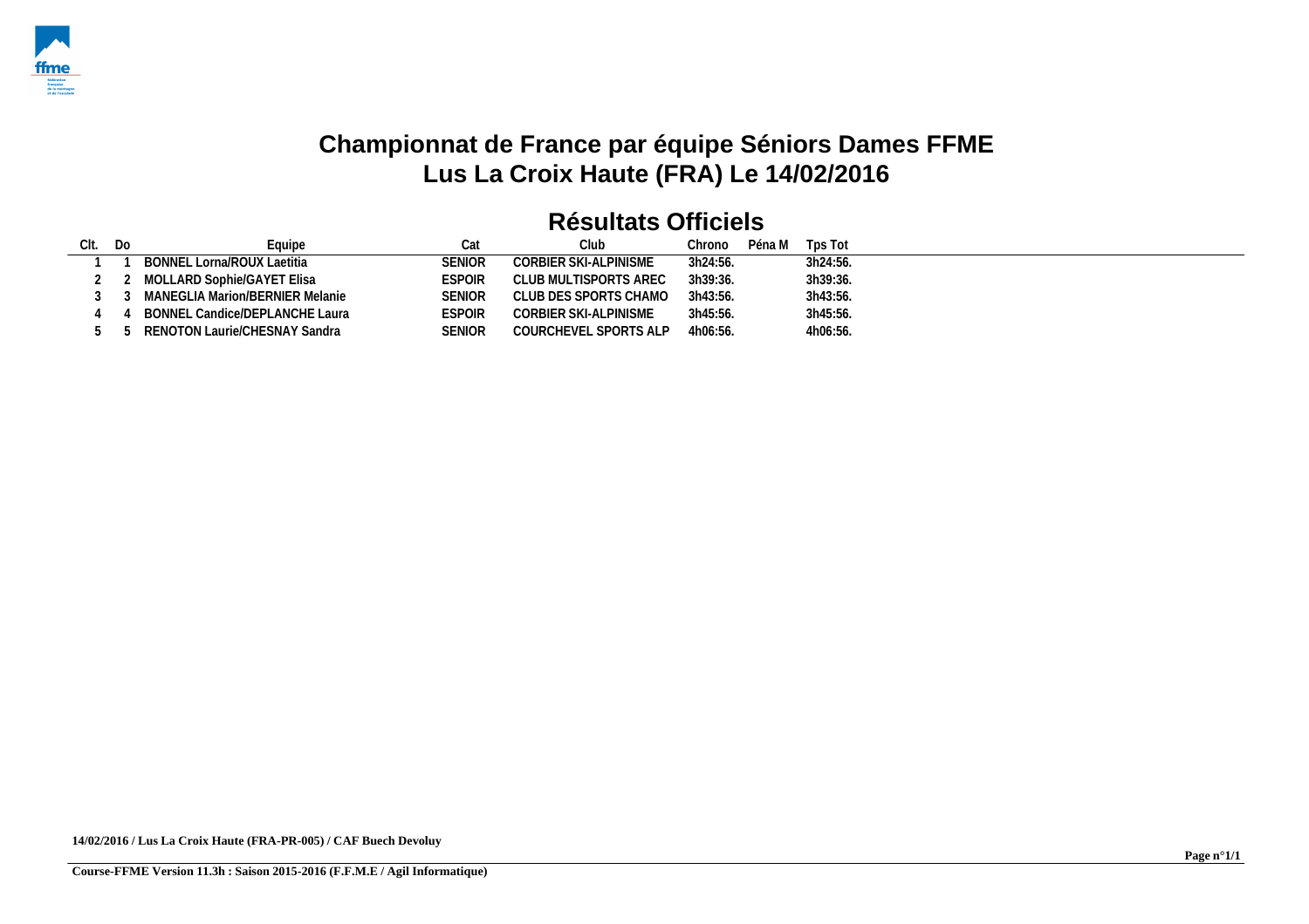# Championnat de France par équipe Séniors Dames FFME
# Lus La Croix Haute (FRA) Le 14/02/2016

## Résultats Officiels

| Clt. | Do | Equipe | Cat | Club | Chrono | Péna M | Tps Tot |
|---|---|---|---|---|---|---|---|
| 1 | 1 | BONNEL Lorna/ROUX Laetitia | SENIOR | CORBIER SKI-ALPINISME | 3h24:56. | | 3h24:56. |
| 2 | 2 | MOLLARD Sophie/GAYET Elisa | ESPOIR | CLUB MULTISPORTS AREC | 3h39:36. | | 3h39:36. |
| 3 | 3 | MANEGLIA Marion/BERNIER Melanie | SENIOR | CLUB DES SPORTS CHAMO | 3h43:56. | | 3h43:56. |
| 4 | 4 | BONNEL Candice/DEPLANCHE Laura | ESPOIR | CORBIER SKI-ALPINISME | 3h45:56. | | 3h45:56. |
| 5 | 5 | RENOTON Laurie/CHESNAY Sandra | SENIOR | COURCHEVEL SPORTS ALP | 4h06:56. | | 4h06:56. |

**14/02/2016 / Lus La Croix Haute (FRA-PR-005) / CAF Buech Devoluy**

**Course-FFME Version 11.3h : Saison 2015-2016 (F.F.M.E / Agil Informatique)**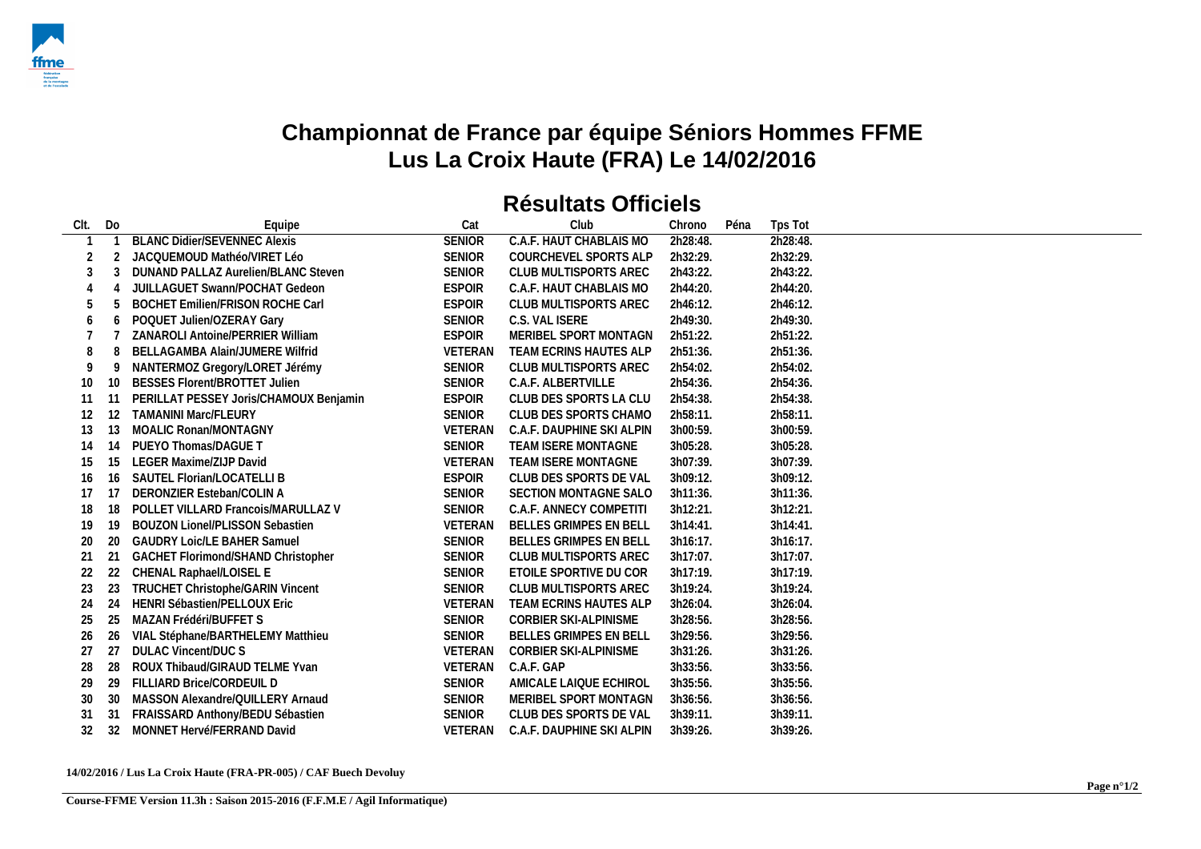# Championnat de France par équipe Séniors Hommes FFME
## Lus La Croix Haute (FRA) Le 14/02/2016

## Résultats Officiels

| Clt. | Do | Equipe | Cat | Club | Chrono | Péna | Tps Tot |
|---|---|---|---|---|---|---|---|
| 1 | 1 | BLANC Didier/SEVENNEC Alexis | SENIOR | C.A.F. HAUT CHABLAIS MO | 2h28:48. | | 2h28:48. |
| 2 | 2 | JACQUEMOUD Mathéo/VIRET Léo | SENIOR | COURCHEVEL SPORTS ALP | 2h32:29. | | 2h32:29. |
| 3 | 3 | DUNAND PALLAZ Aurelien/BLANC Steven | SENIOR | CLUB MULTISPORTS AREC | 2h43:22. | | 2h43:22. |
| 4 | 4 | JUILLAGUET Swann/POCHAT Gedeon | ESPOIR | C.A.F. HAUT CHABLAIS MO | 2h44:20. | | 2h44:20. |
| 5 | 5 | BOCHET Emilien/FRISON ROCHE Carl | ESPOIR | CLUB MULTISPORTS AREC | 2h46:12. | | 2h46:12. |
| 6 | 6 | POQUET Julien/OZERAY Gary | SENIOR | C.S. VAL ISERE | 2h49:30. | | 2h49:30. |
| 7 | 7 | ZANAROLI Antoine/PERRIER William | ESPOIR | MERIBEL SPORT MONTAGN | 2h51:22. | | 2h51:22. |
| 8 | 8 | BELLAGAMBA Alain/JUMERE Wilfrid | VETERAN | TEAM ECRINS HAUTES ALP | 2h51:36. | | 2h51:36. |
| 9 | 9 | NANTERMOZ Gregory/LORET Jérémy | SENIOR | CLUB MULTISPORTS AREC | 2h54:02. | | 2h54:02. |
| 10 | 10 | BESSES Florent/BROTTET Julien | SENIOR | C.A.F. ALBERTVILLE | 2h54:36. | | 2h54:36. |
| 11 | 11 | PERILLAT PESSEY Joris/CHAMOUX Benjamin | ESPOIR | CLUB DES SPORTS LA CLU | 2h54:38. | | 2h54:38. |
| 12 | 12 | TAMANINI Marc/FLEURY | SENIOR | CLUB DES SPORTS CHAMO | 2h58:11. | | 2h58:11. |
| 13 | 13 | MOALIC Ronan/MONTAGNY | VETERAN | C.A.F. DAUPHINE SKI ALPIN | 3h00:59. | | 3h00:59. |
| 14 | 14 | PUEYO Thomas/DAGUE T | SENIOR | TEAM ISERE MONTAGNE | 3h05:28. | | 3h05:28. |
| 15 | 15 | LEGER Maxime/ZIJP David | VETERAN | TEAM ISERE MONTAGNE | 3h07:39. | | 3h07:39. |
| 16 | 16 | SAUTEL Florian/LOCATELLI B | ESPOIR | CLUB DES SPORTS DE VAL | 3h09:12. | | 3h09:12. |
| 17 | 17 | DERONZIER Esteban/COLIN A | SENIOR | SECTION MONTAGNE SALO | 3h11:36. | | 3h11:36. |
| 18 | 18 | POLLET VILLARD Francois/MARULLAZ V | SENIOR | C.A.F. ANNECY COMPETITI | 3h12:21. | | 3h12:21. |
| 19 | 19 | BOUZON Lionel/PLISSON Sebastien | VETERAN | BELLES GRIMPES EN BELL | 3h14:41. | | 3h14:41. |
| 20 | 20 | GAUDRY Loic/LE BAHER Samuel | SENIOR | BELLES GRIMPES EN BELL | 3h16:17. | | 3h16:17. |
| 21 | 21 | GACHET Florimond/SHAND Christopher | SENIOR | CLUB MULTISPORTS AREC | 3h17:07. | | 3h17:07. |
| 22 | 22 | CHENAL Raphael/LOISEL E | SENIOR | ETOILE SPORTIVE DU COR | 3h17:19. | | 3h17:19. |
| 23 | 23 | TRUCHET Christophe/GARIN Vincent | SENIOR | CLUB MULTISPORTS AREC | 3h19:24. | | 3h19:24. |
| 24 | 24 | HENRI Sébastien/PELLOUX Eric | VETERAN | TEAM ECRINS HAUTES ALP | 3h26:04. | | 3h26:04. |
| 25 | 25 | MAZAN Frédéri/BUFFET S | SENIOR | CORBIER SKI-ALPINISME | 3h28:56. | | 3h28:56. |
| 26 | 26 | VIAL Stéphane/BARTHELEMY Matthieu | SENIOR | BELLES GRIMPES EN BELL | 3h29:56. | | 3h29:56. |
| 27 | 27 | DULAC Vincent/DUC S | VETERAN | CORBIER SKI-ALPINISME | 3h31:26. | | 3h31:26. |
| 28 | 28 | ROUX Thibaud/GIRAUD TELME Yvan | VETERAN | C.A.F. GAP | 3h33:56. | | 3h33:56. |
| 29 | 29 | FILLIARD Brice/CORDEUIL D | SENIOR | AMICALE LAIQUE ECHIROL | 3h35:56. | | 3h35:56. |
| 30 | 30 | MASSON Alexandre/QUILLERY Arnaud | SENIOR | MERIBEL SPORT MONTAGN | 3h36:56. | | 3h36:56. |
| 31 | 31 | FRAISSARD Anthony/BEDU Sébastien | SENIOR | CLUB DES SPORTS DE VAL | 3h39:11. | | 3h39:11. |
| 32 | 32 | MONNET Hervé/FERRAND David | VETERAN | C.A.F. DAUPHINE SKI ALPIN | 3h39:26. | | 3h39:26. |

**14/02/2016 / Lus La Croix Haute (FRA-PR-005) / CAF Buech Devoluy**

**Course-FFME Version 11.3h : Saison 2015-2016 (F.F.M.E / Agil Informatique)**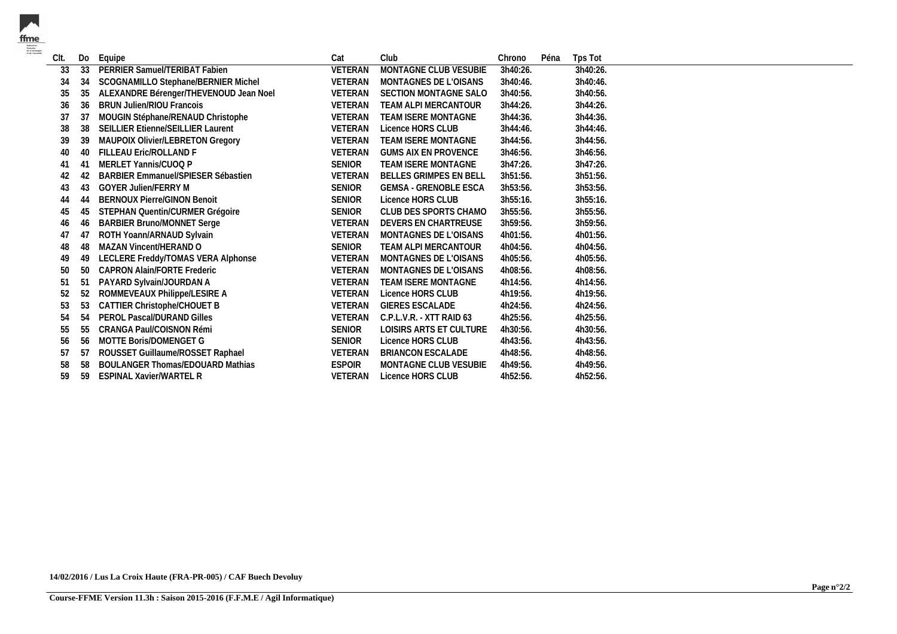| Clt. | Do | Equipe | Cat | Club | Chrono | Péna | Tps Tot |
|---|---|---|---|---|---|---|---|
| 33 | 33 | PERRIER Samuel/TERIBAT Fabien | VETERAN | MONTAGNE CLUB VESUBIE | 3h40:26. | | 3h40:26. |
| 34 | 34 | SCOGNAMILLO Stephane/BERNIER Michel | VETERAN | MONTAGNES DE L'OISANS | 3h40:46. | | 3h40:46. |
| 35 | 35 | ALEXANDRE Bérenger/THEVENOUD Jean Noel | VETERAN | SECTION MONTAGNE SALO | 3h40:56. | | 3h40:56. |
| 36 | 36 | BRUN Julien/RIOU Francois | VETERAN | TEAM ALPI MERCANTOUR | 3h44:26. | | 3h44:26. |
| 37 | 37 | MOUGIN Stéphane/RENAUD Christophe | VETERAN | TEAM ISERE MONTAGNE | 3h44:36. | | 3h44:36. |
| 38 | 38 | SEILLIER Etienne/SEILLIER Laurent | VETERAN | Licence HORS CLUB | 3h44:46. | | 3h44:46. |
| 39 | 39 | MAUPOIX Olivier/LEBRETON Gregory | VETERAN | TEAM ISERE MONTAGNE | 3h44:56. | | 3h44:56. |
| 40 | 40 | FILLEAU Eric/ROLLAND F | VETERAN | GUMS AIX EN PROVENCE | 3h46:56. | | 3h46:56. |
| 41 | 41 | MERLET Yannis/CUOQ P | SENIOR | TEAM ISERE MONTAGNE | 3h47:26. | | 3h47:26. |
| 42 | 42 | BARBIER Emmanuel/SPIESER Sébastien | VETERAN | BELLES GRIMPES EN BELL | 3h51:56. | | 3h51:56. |
| 43 | 43 | GOYER Julien/FERRY M | SENIOR | GEMSA - GRENOBLE ESCA | 3h53:56. | | 3h53:56. |
| 44 | 44 | BERNOUX Pierre/GINON Benoit | SENIOR | Licence HORS CLUB | 3h55:16. | | 3h55:16. |
| 45 | 45 | STEPHAN Quentin/CURMER Grégoire | SENIOR | CLUB DES SPORTS CHAMO | 3h55:56. | | 3h55:56. |
| 46 | 46 | BARBIER Bruno/MONNET Serge | VETERAN | DEVERS EN CHARTREUSE | 3h59:56. | | 3h59:56. |
| 47 | 47 | ROTH Yoann/ARNAUD Sylvain | VETERAN | MONTAGNES DE L'OISANS | 4h01:56. | | 4h01:56. |
| 48 | 48 | MAZAN Vincent/HERAND O | SENIOR | TEAM ALPI MERCANTOUR | 4h04:56. | | 4h04:56. |
| 49 | 49 | LECLERE Freddy/TOMAS VERA Alphonse | VETERAN | MONTAGNES DE L'OISANS | 4h05:56. | | 4h05:56. |
| 50 | 50 | CAPRON Alain/FORTE Frederic | VETERAN | MONTAGNES DE L'OISANS | 4h08:56. | | 4h08:56. |
| 51 | 51 | PAYARD Sylvain/JOURDAN A | VETERAN | TEAM ISERE MONTAGNE | 4h14:56. | | 4h14:56. |
| 52 | 52 | ROMMEVEAUX Philippe/LESIRE A | VETERAN | Licence HORS CLUB | 4h19:56. | | 4h19:56. |
| 53 | 53 | CATTIER Christophe/CHOUET B | VETERAN | GIERES ESCALADE | 4h24:56. | | 4h24:56. |
| 54 | 54 | PEROL Pascal/DURAND Gilles | VETERAN | C.P.L.V.R. - XTT RAID 63 | 4h25:56. | | 4h25:56. |
| 55 | 55 | CRANGA Paul/COISNON Rémi | SENIOR | LOISIRS ARTS ET CULTURE | 4h30:56. | | 4h30:56. |
| 56 | 56 | MOTTE Boris/DOMENGET G | SENIOR | Licence HORS CLUB | 4h43:56. | | 4h43:56. |
| 57 | 57 | ROUSSET Guillaume/ROSSET Raphael | VETERAN | BRIANCON ESCALADE | 4h48:56. | | 4h48:56. |
| 58 | 58 | BOULANGER Thomas/EDOUARD Mathias | ESPOIR | MONTAGNE CLUB VESUBIE | 4h49:56. | | 4h49:56. |
| 59 | 59 | ESPINAL Xavier/WARTEL R | VETERAN | Licence HORS CLUB | 4h52:56. | | 4h52:56. |

**14/02/2016 / Lus La Croix Haute (FRA-PR-005) / CAF Buech Devoluy**

**Course-FFME Version 11.3h : Saison 2015-2016 (F.F.M.E / Agil Informatique)**